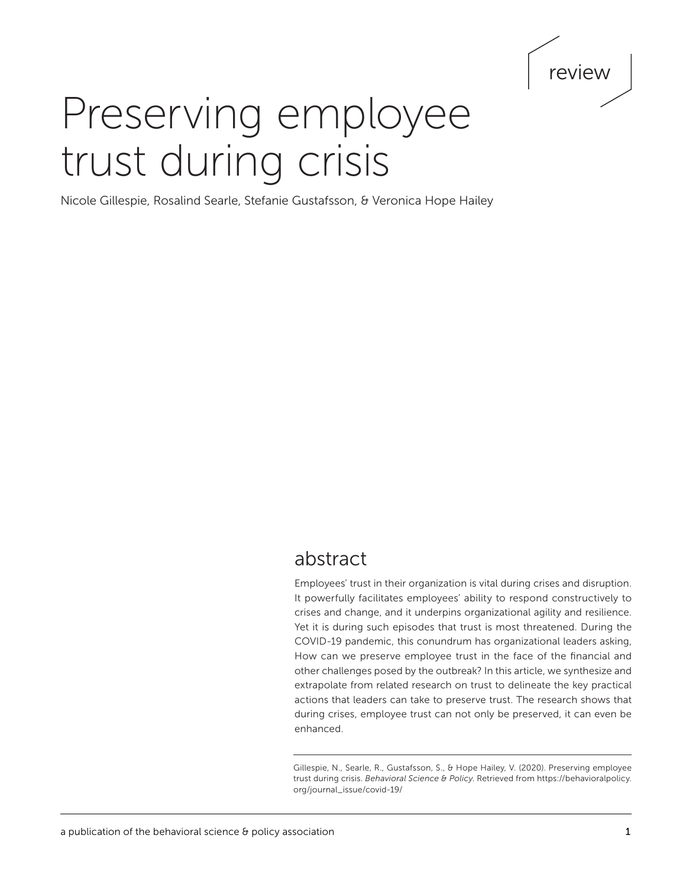review

# Preserving employee trust during crisis

Nicole Gillespie, Rosalind Searle, Stefanie Gustafsson, & Veronica Hope Hailey

## abstract

Employees' trust in their organization is vital during crises and disruption. It powerfully facilitates employees' ability to respond constructively to crises and change, and it underpins organizational agility and resilience. Yet it is during such episodes that trust is most threatened. During the COVID-19 pandemic, this conundrum has organizational leaders asking, How can we preserve employee trust in the face of the financial and other challenges posed by the outbreak? In this article, we synthesize and extrapolate from related research on trust to delineate the key practical actions that leaders can take to preserve trust. The research shows that during crises, employee trust can not only be preserved, it can even be enhanced.

Gillespie, N., Searle, R., Gustafsson, S., & Hope Hailey, V. (2020). Preserving employee trust during crisis. *Behavioral Science & Policy*. Retrieved from https://behavioralpolicy.org/journal_issue/covid-19/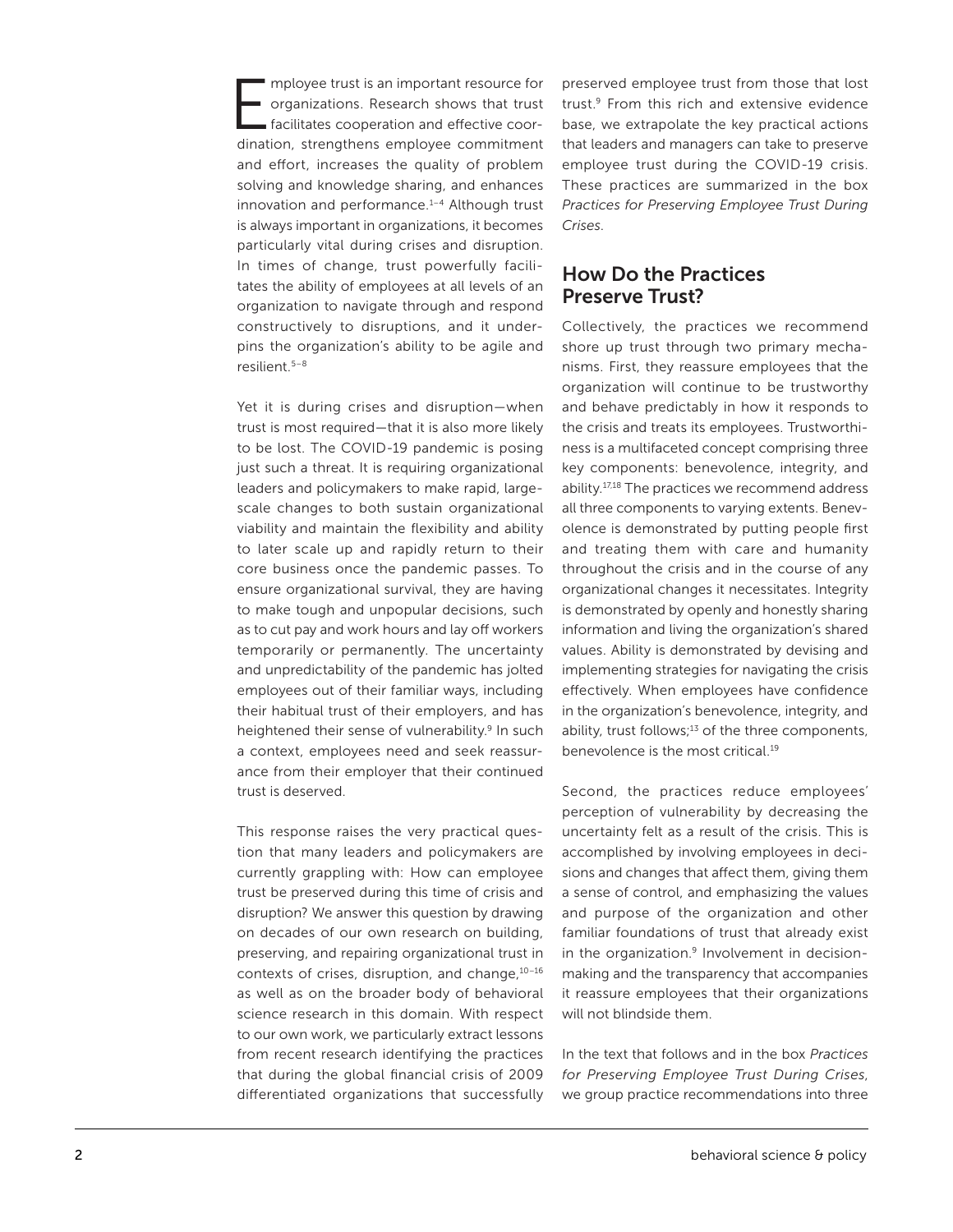Employee trust is an important resource for organizations. Research shows that trust facilitates cooperation and effective coordination, strengthens employee commitment and effort, increases the quality of problem solving and knowledge sharing, and enhances innovation and performance.[1–4] Although trust is always important in organizations, it becomes particularly vital during crises and disruption. In times of change, trust powerfully facilitates the ability of employees at all levels of an organization to navigate through and respond constructively to disruptions, and it underpins the organization's ability to be agile and resilient.[5–8]

Yet it is during crises and disruption—when trust is most required—that it is also more likely to be lost. The COVID-19 pandemic is posing just such a threat. It is requiring organizational leaders and policymakers to make rapid, large-scale changes to both sustain organizational viability and maintain the flexibility and ability to later scale up and rapidly return to their core business once the pandemic passes. To ensure organizational survival, they are having to make tough and unpopular decisions, such as to cut pay and work hours and lay off workers temporarily or permanently. The uncertainty and unpredictability of the pandemic has jolted employees out of their familiar ways, including their habitual trust of their employers, and has heightened their sense of vulnerability.[9] In such a context, employees need and seek reassurance from their employer that their continued trust is deserved.

This response raises the very practical question that many leaders and policymakers are currently grappling with: How can employee trust be preserved during this time of crisis and disruption? We answer this question by drawing on decades of our own research on building, preserving, and repairing organizational trust in contexts of crises, disruption, and change,[10–16] as well as on the broader body of behavioral science research in this domain. With respect to our own work, we particularly extract lessons from recent research identifying the practices that during the global financial crisis of 2009 differentiated organizations that successfully preserved employee trust from those that lost trust.[9] From this rich and extensive evidence base, we extrapolate the key practical actions that leaders and managers can take to preserve employee trust during the COVID-19 crisis. These practices are summarized in the box *Practices for Preserving Employee Trust During Crises*.

## How Do the Practices Preserve Trust?

Collectively, the practices we recommend shore up trust through two primary mechanisms. First, they reassure employees that the organization will continue to be trustworthy and behave predictably in how it responds to the crisis and treats its employees. Trustworthiness is a multifaceted concept comprising three key components: benevolence, integrity, and ability.[17,18] The practices we recommend address all three components to varying extents. Benevolence is demonstrated by putting people first and treating them with care and humanity throughout the crisis and in the course of any organizational changes it necessitates. Integrity is demonstrated by openly and honestly sharing information and living the organization's shared values. Ability is demonstrated by devising and implementing strategies for navigating the crisis effectively. When employees have confidence in the organization's benevolence, integrity, and ability, trust follows;[13] of the three components, benevolence is the most critical.[19]

Second, the practices reduce employees' perception of vulnerability by decreasing the uncertainty felt as a result of the crisis. This is accomplished by involving employees in decisions and changes that affect them, giving them a sense of control, and emphasizing the values and purpose of the organization and other familiar foundations of trust that already exist in the organization.[9] Involvement in decision-making and the transparency that accompanies it reassure employees that their organizations will not blindside them.

In the text that follows and in the box *Practices for Preserving Employee Trust During Crises*, we group practice recommendations into three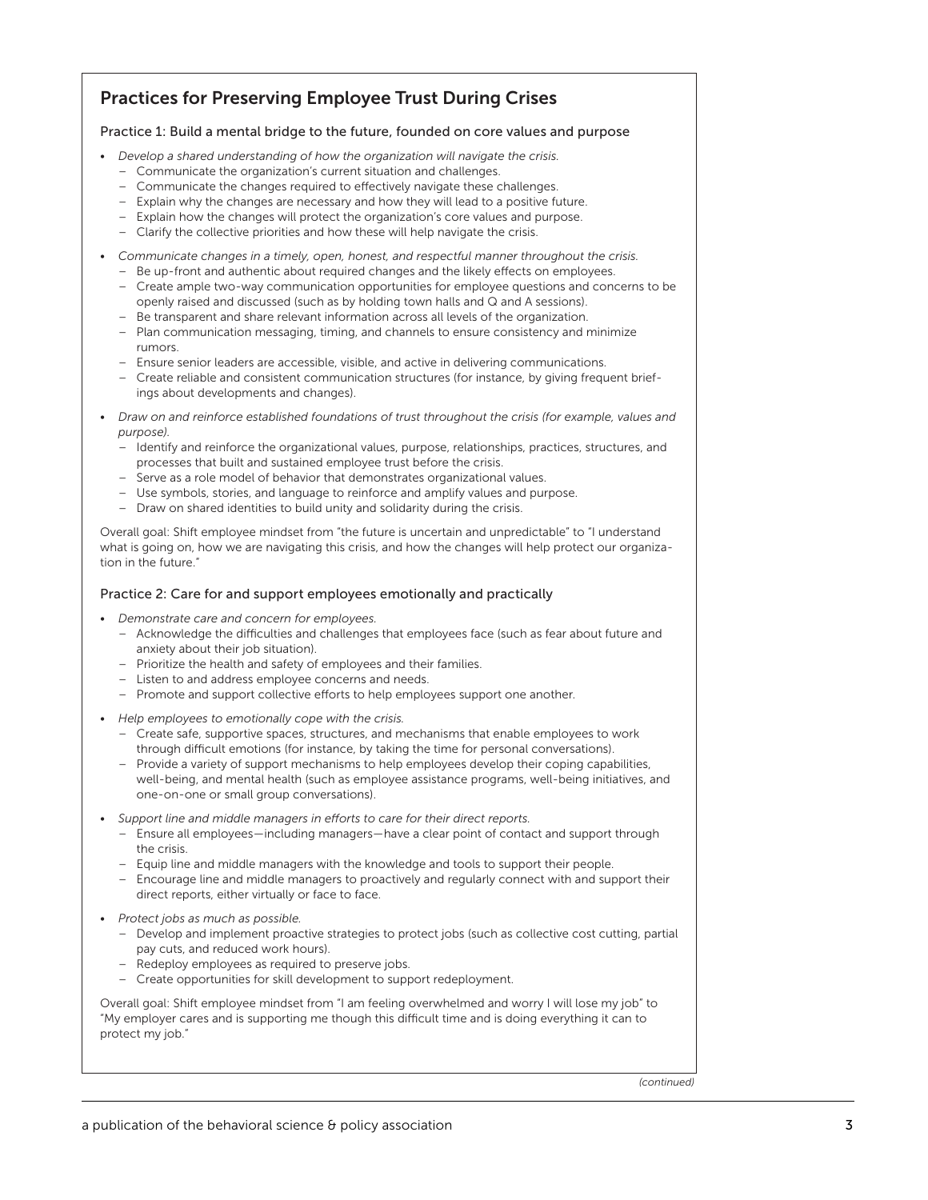## Practices for Preserving Employee Trust During Crises

### Practice 1: Build a mental bridge to the future, founded on core values and purpose

- *Develop a shared understanding of how the organization will navigate the crisis.*
  - Communicate the organization's current situation and challenges.
  - Communicate the changes required to effectively navigate these challenges.
  - Explain why the changes are necessary and how they will lead to a positive future.
  - Explain how the changes will protect the organization's core values and purpose.
  - Clarify the collective priorities and how these will help navigate the crisis.
- *Communicate changes in a timely, open, honest, and respectful manner throughout the crisis.*
  - Be up-front and authentic about required changes and the likely effects on employees.
  - Create ample two-way communication opportunities for employee questions and concerns to be openly raised and discussed (such as by holding town halls and Q and A sessions).
  - Be transparent and share relevant information across all levels of the organization.
  - Plan communication messaging, timing, and channels to ensure consistency and minimize rumors.
  - Ensure senior leaders are accessible, visible, and active in delivering communications.
  - Create reliable and consistent communication structures (for instance, by giving frequent briefings about developments and changes).
- *Draw on and reinforce established foundations of trust throughout the crisis (for example, values and purpose).*
  - Identify and reinforce the organizational values, purpose, relationships, practices, structures, and processes that built and sustained employee trust before the crisis.
  - Serve as a role model of behavior that demonstrates organizational values.
  - Use symbols, stories, and language to reinforce and amplify values and purpose.
  - Draw on shared identities to build unity and solidarity during the crisis.

Overall goal: Shift employee mindset from "the future is uncertain and unpredictable" to "I understand what is going on, how we are navigating this crisis, and how the changes will help protect our organization in the future."

### Practice 2: Care for and support employees emotionally and practically

- *Demonstrate care and concern for employees.*
  - Acknowledge the difficulties and challenges that employees face (such as fear about future and anxiety about their job situation).
  - Prioritize the health and safety of employees and their families.
  - Listen to and address employee concerns and needs.
  - Promote and support collective efforts to help employees support one another.
- *Help employees to emotionally cope with the crisis.*
  - Create safe, supportive spaces, structures, and mechanisms that enable employees to work through difficult emotions (for instance, by taking the time for personal conversations).
  - Provide a variety of support mechanisms to help employees develop their coping capabilities, well-being, and mental health (such as employee assistance programs, well-being initiatives, and one-on-one or small group conversations).
- *Support line and middle managers in efforts to care for their direct reports.*
  - Ensure all employees—including managers—have a clear point of contact and support through the crisis.
  - Equip line and middle managers with the knowledge and tools to support their people.
  - Encourage line and middle managers to proactively and regularly connect with and support their direct reports, either virtually or face to face.
- *Protect jobs as much as possible.*
  - Develop and implement proactive strategies to protect jobs (such as collective cost cutting, partial pay cuts, and reduced work hours).
  - Redeploy employees as required to preserve jobs.
  - Create opportunities for skill development to support redeployment.

Overall goal: Shift employee mindset from "I am feeling overwhelmed and worry I will lose my job" to "My employer cares and is supporting me though this difficult time and is doing everything it can to protect my job."

*(continued)*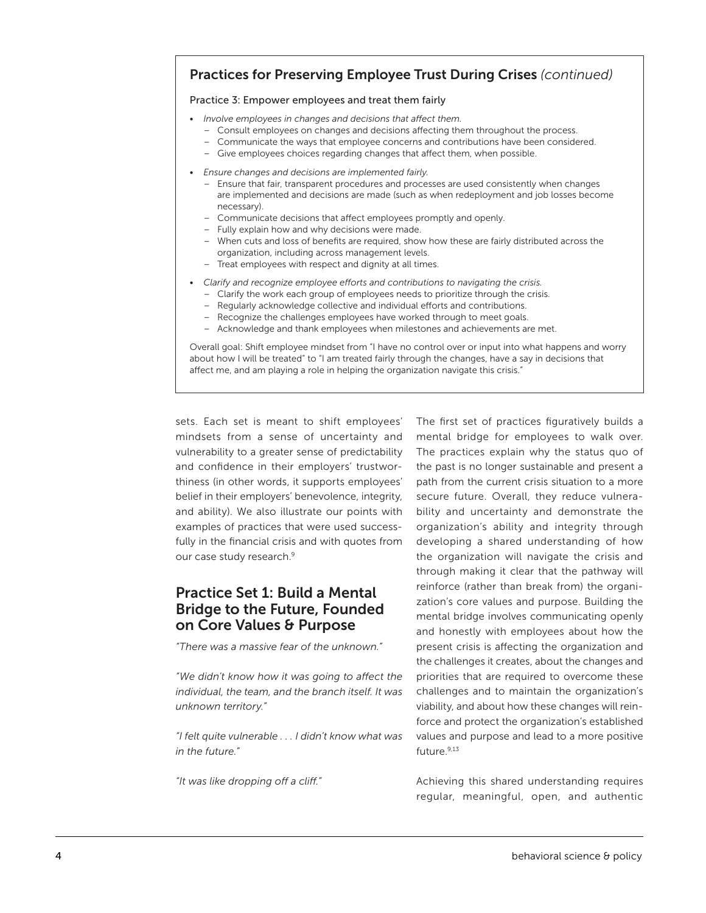## Practices for Preserving Employee Trust During Crises *(continued)*

Practice 3: Empower employees and treat them fairly

- *Involve employees in changes and decisions that affect them.*
  - Consult employees on changes and decisions affecting them throughout the process.
  - Communicate the ways that employee concerns and contributions have been considered.
  - Give employees choices regarding changes that affect them, when possible.
- *Ensure changes and decisions are implemented fairly.*
  - Ensure that fair, transparent procedures and processes are used consistently when changes are implemented and decisions are made (such as when redeployment and job losses become necessary).
  - Communicate decisions that affect employees promptly and openly.
  - Fully explain how and why decisions were made.
  - When cuts and loss of benefits are required, show how these are fairly distributed across the organization, including across management levels.
  - Treat employees with respect and dignity at all times.
- *Clarify and recognize employee efforts and contributions to navigating the crisis.*
  - Clarify the work each group of employees needs to prioritize through the crisis.
  - Regularly acknowledge collective and individual efforts and contributions.
  - Recognize the challenges employees have worked through to meet goals.
  - Acknowledge and thank employees when milestones and achievements are met.

Overall goal: Shift employee mindset from "I have no control over or input into what happens and worry about how I will be treated" to "I am treated fairly through the changes, have a say in decisions that affect me, and am playing a role in helping the organization navigate this crisis."

sets. Each set is meant to shift employees' mindsets from a sense of uncertainty and vulnerability to a greater sense of predictability and confidence in their employers' trustworthiness (in other words, it supports employees' belief in their employers' benevolence, integrity, and ability). We also illustrate our points with examples of practices that were used successfully in the financial crisis and with quotes from our case study research.[9]

## Practice Set 1: Build a Mental Bridge to the Future, Founded on Core Values & Purpose

*"There was a massive fear of the unknown."*

*"We didn't know how it was going to affect the individual, the team, and the branch itself. It was unknown territory."*

*"I felt quite vulnerable . . . I didn't know what was in the future."*

*"It was like dropping off a cliff."*

The first set of practices figuratively builds a mental bridge for employees to walk over. The practices explain why the status quo of the past is no longer sustainable and present a path from the current crisis situation to a more secure future. Overall, they reduce vulnerability and uncertainty and demonstrate the organization's ability and integrity through developing a shared understanding of how the organization will navigate the crisis and through making it clear that the pathway will reinforce (rather than break from) the organization's core values and purpose. Building the mental bridge involves communicating openly and honestly with employees about how the present crisis is affecting the organization and the challenges it creates, about the changes and priorities that are required to overcome these challenges and to maintain the organization's viability, and about how these changes will reinforce and protect the organization's established values and purpose and lead to a more positive future.[9,13]

Achieving this shared understanding requires regular, meaningful, open, and authentic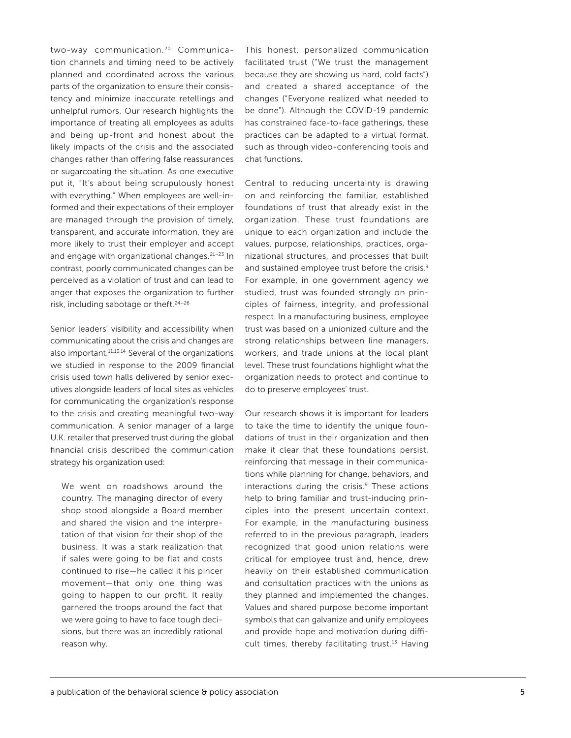two-way communication.[20] Communication channels and timing need to be actively planned and coordinated across the various parts of the organization to ensure their consistency and minimize inaccurate retellings and unhelpful rumors. Our research highlights the importance of treating all employees as adults and being up-front and honest about the likely impacts of the crisis and the associated changes rather than offering false reassurances or sugarcoating the situation. As one executive put it, "It's about being scrupulously honest with everything." When employees are well-informed and their expectations of their employer are managed through the provision of timely, transparent, and accurate information, they are more likely to trust their employer and accept and engage with organizational changes.[21–23] In contrast, poorly communicated changes can be perceived as a violation of trust and can lead to anger that exposes the organization to further risk, including sabotage or theft.[24–26]

Senior leaders' visibility and accessibility when communicating about the crisis and changes are also important.[11,13,14] Several of the organizations we studied in response to the 2009 financial crisis used town halls delivered by senior executives alongside leaders of local sites as vehicles for communicating the organization's response to the crisis and creating meaningful two-way communication. A senior manager of a large U.K. retailer that preserved trust during the global financial crisis described the communication strategy his organization used:

> We went on roadshows around the country. The managing director of every shop stood alongside a Board member and shared the vision and the interpretation of that vision for their shop of the business. It was a stark realization that if sales were going to be flat and costs continued to rise—he called it his pincer movement—that only one thing was going to happen to our profit. It really garnered the troops around the fact that we were going to have to face tough decisions, but there was an incredibly rational reason why.

This honest, personalized communication facilitated trust ("We trust the management because they are showing us hard, cold facts") and created a shared acceptance of the changes ("Everyone realized what needed to be done"). Although the COVID-19 pandemic has constrained face-to-face gatherings, these practices can be adapted to a virtual format, such as through video-conferencing tools and chat functions.

Central to reducing uncertainty is drawing on and reinforcing the familiar, established foundations of trust that already exist in the organization. These trust foundations are unique to each organization and include the values, purpose, relationships, practices, organizational structures, and processes that built and sustained employee trust before the crisis.[9] For example, in one government agency we studied, trust was founded strongly on principles of fairness, integrity, and professional respect. In a manufacturing business, employee trust was based on a unionized culture and the strong relationships between line managers, workers, and trade unions at the local plant level. These trust foundations highlight what the organization needs to protect and continue to do to preserve employees' trust.

Our research shows it is important for leaders to take the time to identify the unique foundations of trust in their organization and then make it clear that these foundations persist, reinforcing that message in their communications while planning for change, behaviors, and interactions during the crisis.[9] These actions help to bring familiar and trust-inducing principles into the present uncertain context. For example, in the manufacturing business referred to in the previous paragraph, leaders recognized that good union relations were critical for employee trust and, hence, drew heavily on their established communication and consultation practices with the unions as they planned and implemented the changes. Values and shared purpose become important symbols that can galvanize and unify employees and provide hope and motivation during difficult times, thereby facilitating trust.[13] Having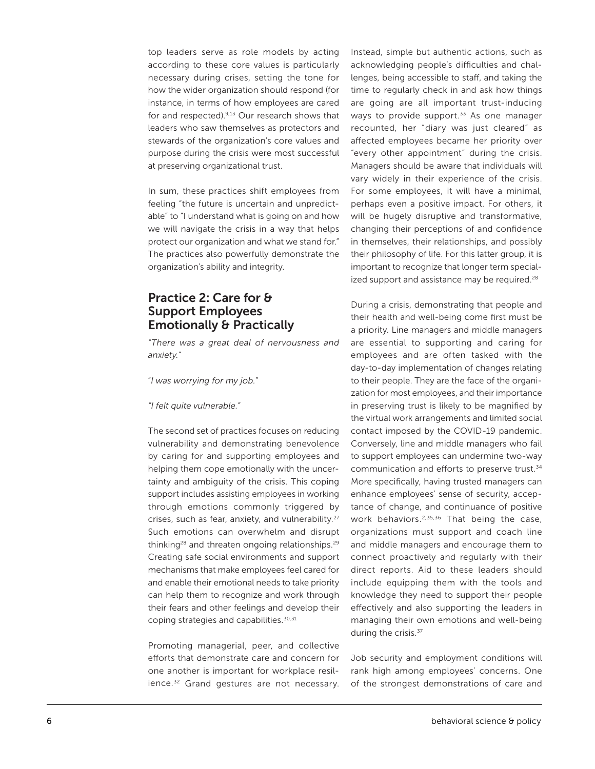top leaders serve as role models by acting according to these core values is particularly necessary during crises, setting the tone for how the wider organization should respond (for instance, in terms of how employees are cared for and respected).[9,13] Our research shows that leaders who saw themselves as protectors and stewards of the organization's core values and purpose during the crisis were most successful at preserving organizational trust.

In sum, these practices shift employees from feeling "the future is uncertain and unpredictable" to "I understand what is going on and how we will navigate the crisis in a way that helps protect our organization and what we stand for." The practices also powerfully demonstrate the organization's ability and integrity.

## Practice 2: Care for & Support Employees Emotionally & Practically

*"There was a great deal of nervousness and anxiety."*

*"I was worrying for my job."*

*"I felt quite vulnerable."*

The second set of practices focuses on reducing vulnerability and demonstrating benevolence by caring for and supporting employees and helping them cope emotionally with the uncertainty and ambiguity of the crisis. This coping support includes assisting employees in working through emotions commonly triggered by crises, such as fear, anxiety, and vulnerability.[27] Such emotions can overwhelm and disrupt thinking[28] and threaten ongoing relationships.[29] Creating safe social environments and support mechanisms that make employees feel cared for and enable their emotional needs to take priority can help them to recognize and work through their fears and other feelings and develop their coping strategies and capabilities.[30,31]

Promoting managerial, peer, and collective efforts that demonstrate care and concern for one another is important for workplace resilience.[32] Grand gestures are not necessary. Instead, simple but authentic actions, such as acknowledging people's difficulties and challenges, being accessible to staff, and taking the time to regularly check in and ask how things are going are all important trust-inducing ways to provide support.[33] As one manager recounted, her "diary was just cleared" as affected employees became her priority over "every other appointment" during the crisis. Managers should be aware that individuals will vary widely in their experience of the crisis. For some employees, it will have a minimal, perhaps even a positive impact. For others, it will be hugely disruptive and transformative, changing their perceptions of and confidence in themselves, their relationships, and possibly their philosophy of life. For this latter group, it is important to recognize that longer term specialized support and assistance may be required.[28]

During a crisis, demonstrating that people and their health and well-being come first must be a priority. Line managers and middle managers are essential to supporting and caring for employees and are often tasked with the day-to-day implementation of changes relating to their people. They are the face of the organization for most employees, and their importance in preserving trust is likely to be magnified by the virtual work arrangements and limited social contact imposed by the COVID-19 pandemic. Conversely, line and middle managers who fail to support employees can undermine two-way communication and efforts to preserve trust.[34] More specifically, having trusted managers can enhance employees' sense of security, acceptance of change, and continuance of positive work behaviors.[2,35,36] That being the case, organizations must support and coach line and middle managers and encourage them to connect proactively and regularly with their direct reports. Aid to these leaders should include equipping them with the tools and knowledge they need to support their people effectively and also supporting the leaders in managing their own emotions and well-being during the crisis.[37]

Job security and employment conditions will rank high among employees' concerns. One of the strongest demonstrations of care and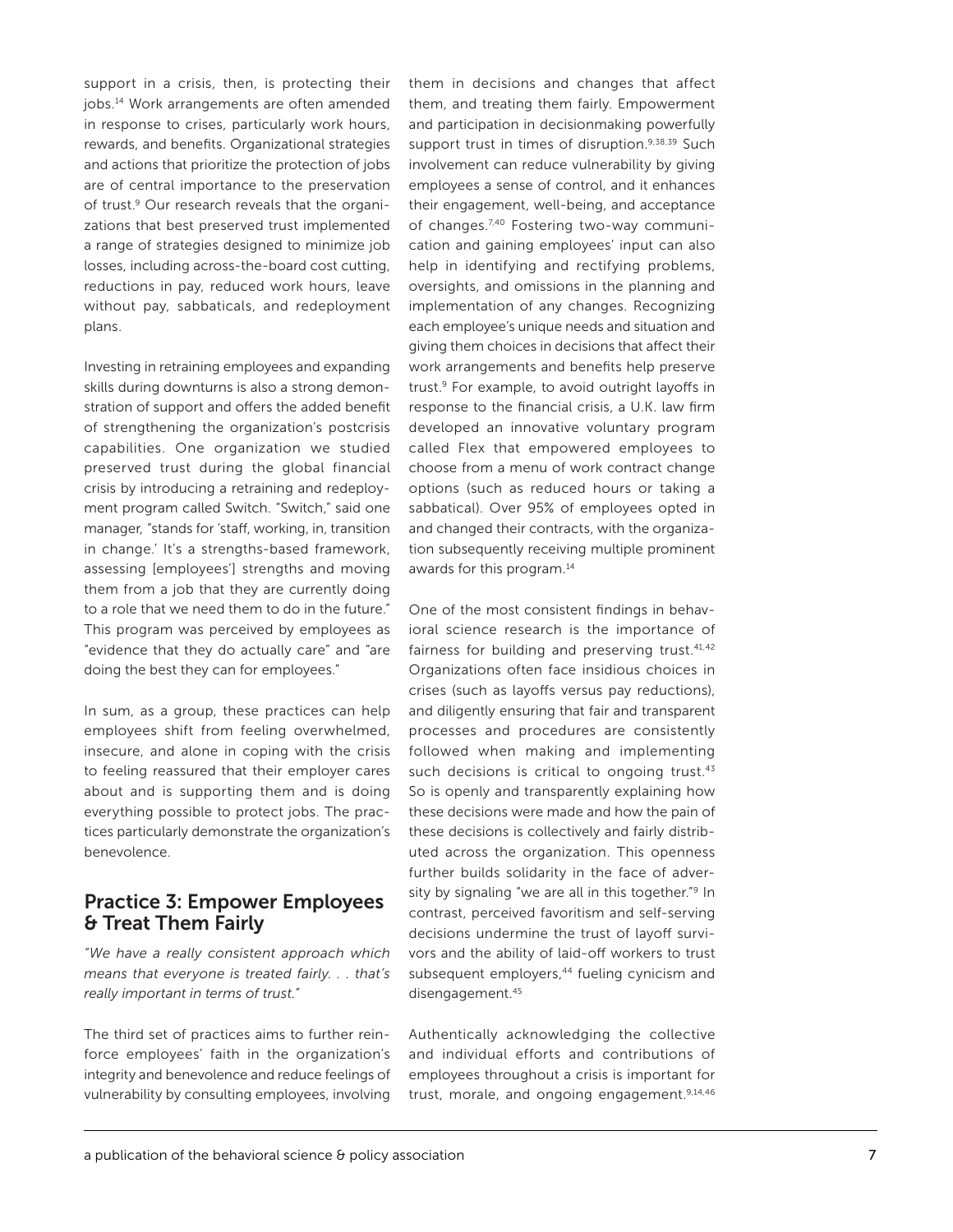support in a crisis, then, is protecting their jobs.[14] Work arrangements are often amended in response to crises, particularly work hours, rewards, and benefits. Organizational strategies and actions that prioritize the protection of jobs are of central importance to the preservation of trust.[9] Our research reveals that the organizations that best preserved trust implemented a range of strategies designed to minimize job losses, including across-the-board cost cutting, reductions in pay, reduced work hours, leave without pay, sabbaticals, and redeployment plans.

Investing in retraining employees and expanding skills during downturns is also a strong demonstration of support and offers the added benefit of strengthening the organization's postcrisis capabilities. One organization we studied preserved trust during the global financial crisis by introducing a retraining and redeployment program called Switch. "Switch," said one manager, "stands for 'staff, working, in, transition in change.' It's a strengths-based framework, assessing [employees'] strengths and moving them from a job that they are currently doing to a role that we need them to do in the future." This program was perceived by employees as "evidence that they do actually care" and "are doing the best they can for employees."

In sum, as a group, these practices can help employees shift from feeling overwhelmed, insecure, and alone in coping with the crisis to feeling reassured that their employer cares about and is supporting them and is doing everything possible to protect jobs. The practices particularly demonstrate the organization's benevolence.

## Practice 3: Empower Employees & Treat Them Fairly

*"We have a really consistent approach which means that everyone is treated fairly. . . that's really important in terms of trust."*

The third set of practices aims to further reinforce employees' faith in the organization's integrity and benevolence and reduce feelings of vulnerability by consulting employees, involving them in decisions and changes that affect them, and treating them fairly. Empowerment and participation in decisionmaking powerfully support trust in times of disruption.[9,38,39] Such involvement can reduce vulnerability by giving employees a sense of control, and it enhances their engagement, well-being, and acceptance of changes.[7,40] Fostering two-way communication and gaining employees' input can also help in identifying and rectifying problems, oversights, and omissions in the planning and implementation of any changes. Recognizing each employee's unique needs and situation and giving them choices in decisions that affect their work arrangements and benefits help preserve trust.[9] For example, to avoid outright layoffs in response to the financial crisis, a U.K. law firm developed an innovative voluntary program called Flex that empowered employees to choose from a menu of work contract change options (such as reduced hours or taking a sabbatical). Over 95% of employees opted in and changed their contracts, with the organization subsequently receiving multiple prominent awards for this program.[14]

One of the most consistent findings in behavioral science research is the importance of fairness for building and preserving trust.[41,42] Organizations often face insidious choices in crises (such as layoffs versus pay reductions), and diligently ensuring that fair and transparent processes and procedures are consistently followed when making and implementing such decisions is critical to ongoing trust.[43] So is openly and transparently explaining how these decisions were made and how the pain of these decisions is collectively and fairly distributed across the organization. This openness further builds solidarity in the face of adversity by signaling "we are all in this together."[9] In contrast, perceived favoritism and self-serving decisions undermine the trust of layoff survivors and the ability of laid-off workers to trust subsequent employers,[44] fueling cynicism and disengagement.[45]

Authentically acknowledging the collective and individual efforts and contributions of employees throughout a crisis is important for trust, morale, and ongoing engagement.[9,14,46]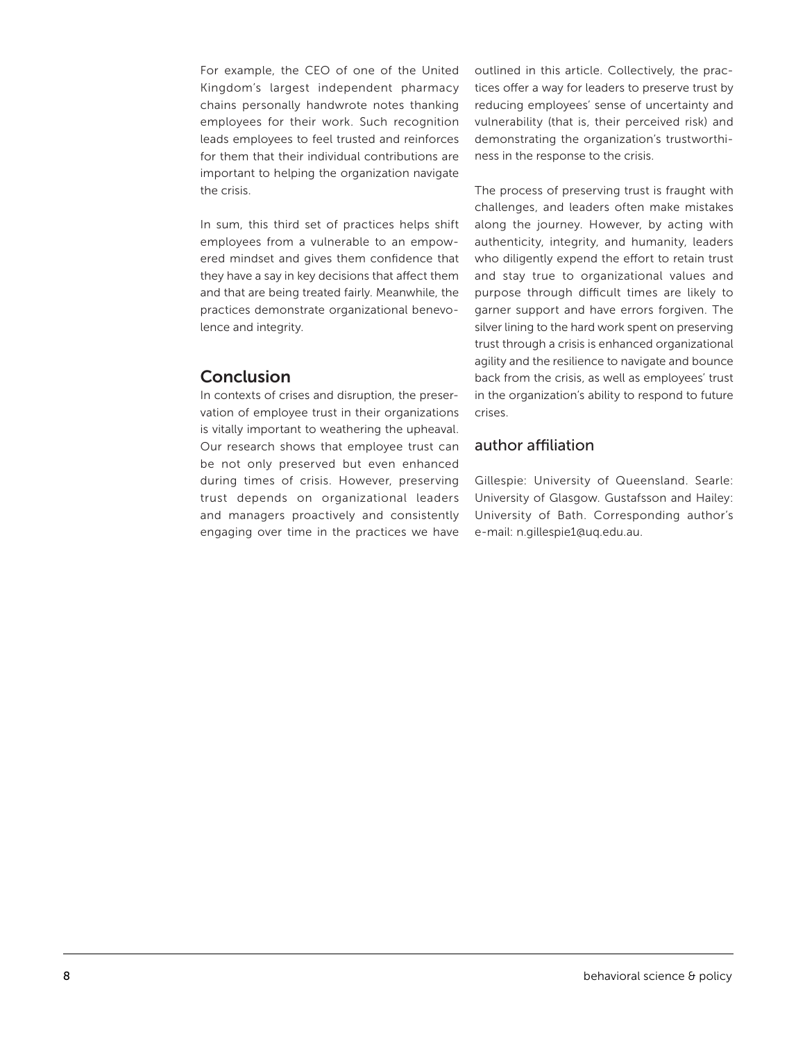For example, the CEO of one of the United Kingdom's largest independent pharmacy chains personally handwrote notes thanking employees for their work. Such recognition leads employees to feel trusted and reinforces for them that their individual contributions are important to helping the organization navigate the crisis.

In sum, this third set of practices helps shift employees from a vulnerable to an empowered mindset and gives them confidence that they have a say in key decisions that affect them and that are being treated fairly. Meanwhile, the practices demonstrate organizational benevolence and integrity.

## Conclusion

In contexts of crises and disruption, the preservation of employee trust in their organizations is vitally important to weathering the upheaval. Our research shows that employee trust can be not only preserved but even enhanced during times of crisis. However, preserving trust depends on organizational leaders and managers proactively and consistently engaging over time in the practices we have outlined in this article. Collectively, the practices offer a way for leaders to preserve trust by reducing employees' sense of uncertainty and vulnerability (that is, their perceived risk) and demonstrating the organization's trustworthiness in the response to the crisis.

The process of preserving trust is fraught with challenges, and leaders often make mistakes along the journey. However, by acting with authenticity, integrity, and humanity, leaders who diligently expend the effort to retain trust and stay true to organizational values and purpose through difficult times are likely to garner support and have errors forgiven. The silver lining to the hard work spent on preserving trust through a crisis is enhanced organizational agility and the resilience to navigate and bounce back from the crisis, as well as employees' trust in the organization's ability to respond to future crises.

## author affiliation

Gillespie: University of Queensland. Searle: University of Glasgow. Gustafsson and Hailey: University of Bath. Corresponding author's e-mail: n.gillespie1@uq.edu.au.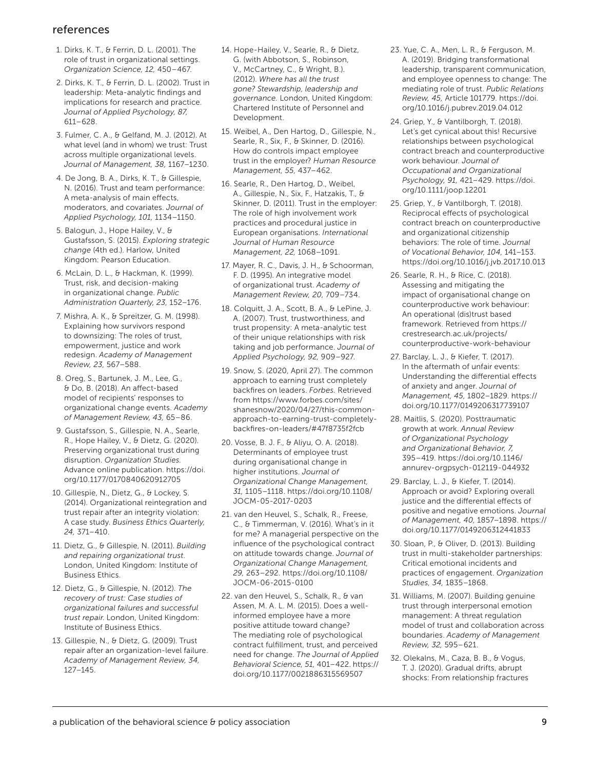## references

1. Dirks, K. T., & Ferrin, D. L. (2001). The role of trust in organizational settings. *Organization Science, 12,* 450–467.
2. Dirks, K. T., & Ferrin, D. L. (2002). Trust in leadership: Meta-analytic findings and implications for research and practice. *Journal of Applied Psychology, 87,* 611–628.
3. Fulmer, C. A., & Gelfand, M. J. (2012). At what level (and in whom) we trust: Trust across multiple organizational levels. *Journal of Management, 38,* 1167–1230.
4. De Jong, B. A., Dirks, K. T., & Gillespie, N. (2016). Trust and team performance: A meta-analysis of main effects, moderators, and covariates. *Journal of Applied Psychology, 101,* 1134–1150.
5. Balogun, J., Hope Hailey, V., & Gustafsson, S. (2015). *Exploring strategic change* (4th ed.). Harlow, United Kingdom: Pearson Education.
6. McLain, D. L., & Hackman, K. (1999). Trust, risk, and decision-making in organizational change. *Public Administration Quarterly, 23,* 152–176.
7. Mishra, A. K., & Spreitzer, G. M. (1998). Explaining how survivors respond to downsizing: The roles of trust, empowerment, justice and work redesign. *Academy of Management Review, 23,* 567–588.
8. Oreg, S., Bartunek, J. M., Lee, G., & Do, B. (2018). An affect-based model of recipients' responses to organizational change events. *Academy of Management Review, 43,* 65–86.
9. Gustafsson, S., Gillespie, N. A., Searle, R., Hope Hailey, V., & Dietz, G. (2020). Preserving organizational trust during disruption. *Organization Studies.* Advance online publication. https://doi.org/10.1177/0170840620912705
10. Gillespie, N., Dietz, G., & Lockey, S. (2014). Organizational reintegration and trust repair after an integrity violation: A case study. *Business Ethics Quarterly, 24,* 371–410.
11. Dietz, G., & Gillespie, N. (2011). *Building and repairing organizational trust*. London, United Kingdom: Institute of Business Ethics.
12. Dietz, G., & Gillespie, N. (2012). *The recovery of trust: Case studies of organizational failures and successful trust repair.* London, United Kingdom: Institute of Business Ethics.
13. Gillespie, N., & Dietz, G. (2009). Trust repair after an organization-level failure. *Academy of Management Review, 34,* 127–145.
14. Hope-Hailey, V., Searle, R., & Dietz, G. (with Abbotson, S., Robinson, V., McCartney, C., & Wright, B.). (2012). *Where has all the trust gone? Stewardship, leadership and governance.* London, United Kingdom: Chartered Institute of Personnel and Development.
15. Weibel, A., Den Hartog, D., Gillespie, N., Searle, R., Six, F., & Skinner, D. (2016). How do controls impact employee trust in the employer? *Human Resource Management, 55,* 437–462.
16. Searle, R., Den Hartog, D., Weibel, A., Gillespie, N., Six, F., Hatzakis, T., & Skinner, D. (2011). Trust in the employer: The role of high involvement work practices and procedural justice in European organisations. *International Journal of Human Resource Management, 22,* 1068–1091.
17. Mayer, R. C., Davis, J. H., & Schoorman, F. D. (1995). An integrative model of organizational trust. *Academy of Management Review, 20,* 709–734.
18. Colquitt, J. A., Scott, B. A., & LePine, J. A. (2007). Trust, trustworthiness, and trust propensity: A meta-analytic test of their unique relationships with risk taking and job performance. *Journal of Applied Psychology, 92,* 909–927.
19. Snow, S. (2020, April 27). The common approach to earning trust completely backfires on leaders. *Forbes.* Retrieved from https://www.forbes.com/sites/shanesnow/2020/04/27/this-common-approach-to-earning-trust-completely-backfires-on-leaders/#47f8735f2fcb
20. Vosse, B. J. F., & Aliyu, O. A. (2018). Determinants of employee trust during organisational change in higher institutions. *Journal of Organizational Change Management, 31,* 1105–1118. https://doi.org/10.1108/JOCM-05-2017-0203
21. van den Heuvel, S., Schalk, R., Freese, C., & Timmerman, V. (2016). What's in it for me? A managerial perspective on the influence of the psychological contract on attitude towards change. *Journal of Organizational Change Management, 29,* 263–292. https://doi.org/10.1108/JOCM-06-2015-0100
22. van den Heuvel, S., Schalk, R., & van Assen, M. A. L. M. (2015). Does a well-informed employee have a more positive attitude toward change? The mediating role of psychological contract fulfillment, trust, and perceived need for change. *The Journal of Applied Behavioral Science, 51,* 401–422. https://doi.org/10.1177/0021886315569507
23. Yue, C. A., Men, L. R., & Ferguson, M. A. (2019). Bridging transformational leadership, transparent communication, and employee openness to change: The mediating role of trust. *Public Relations Review, 45,* Article 101779. https://doi.org/10.1016/j.pubrev.2019.04.012
24. Griep, Y., & Vantilborgh, T. (2018). Let's get cynical about this! Recursive relationships between psychological contract breach and counterproductive work behaviour. *Journal of Occupational and Organizational Psychology, 91,* 421–429. https://doi.org/10.1111/joop.12201
25. Griep, Y., & Vantilborgh, T. (2018). Reciprocal effects of psychological contract breach on counterproductive and organizational citizenship behaviors: The role of time. *Journal of Vocational Behavior, 104,* 141–153. https://doi.org/10.1016/j.jvb.2017.10.013
26. Searle, R. H., & Rice, C. (2018). Assessing and mitigating the impact of organisational change on counterproductive work behaviour: An operational (dis)trust based framework. Retrieved from https://crestresearch.ac.uk/projects/counterproductive-work-behaviour
27. Barclay, L. J., & Kiefer, T. (2017). In the aftermath of unfair events: Understanding the differential effects of anxiety and anger. *Journal of Management, 45,* 1802–1829. https://doi.org/10.1177/0149206317739107
28. Maitlis, S. (2020). Posttraumatic growth at work. *Annual Review of Organizational Psychology and Organizational Behavior, 7,* 395–419. https://doi.org/10.1146/annurev-orgpsych-012119-044932
29. Barclay, L. J., & Kiefer, T. (2014). Approach or avoid? Exploring overall justice and the differential effects of positive and negative emotions. *Journal of Management, 40,* 1857–1898. https://doi.org/10.1177/0149206312441833
30. Sloan, P., & Oliver, D. (2013). Building trust in multi-stakeholder partnerships: Critical emotional incidents and practices of engagement. *Organization Studies, 34,* 1835–1868.
31. Williams, M. (2007). Building genuine trust through interpersonal emotion management: A threat regulation model of trust and collaboration across boundaries. *Academy of Management Review, 32,* 595–621.
32. Olekalns, M., Caza, B. B., & Vogus, T. J. (2020). Gradual drifts, abrupt shocks: From relationship fractures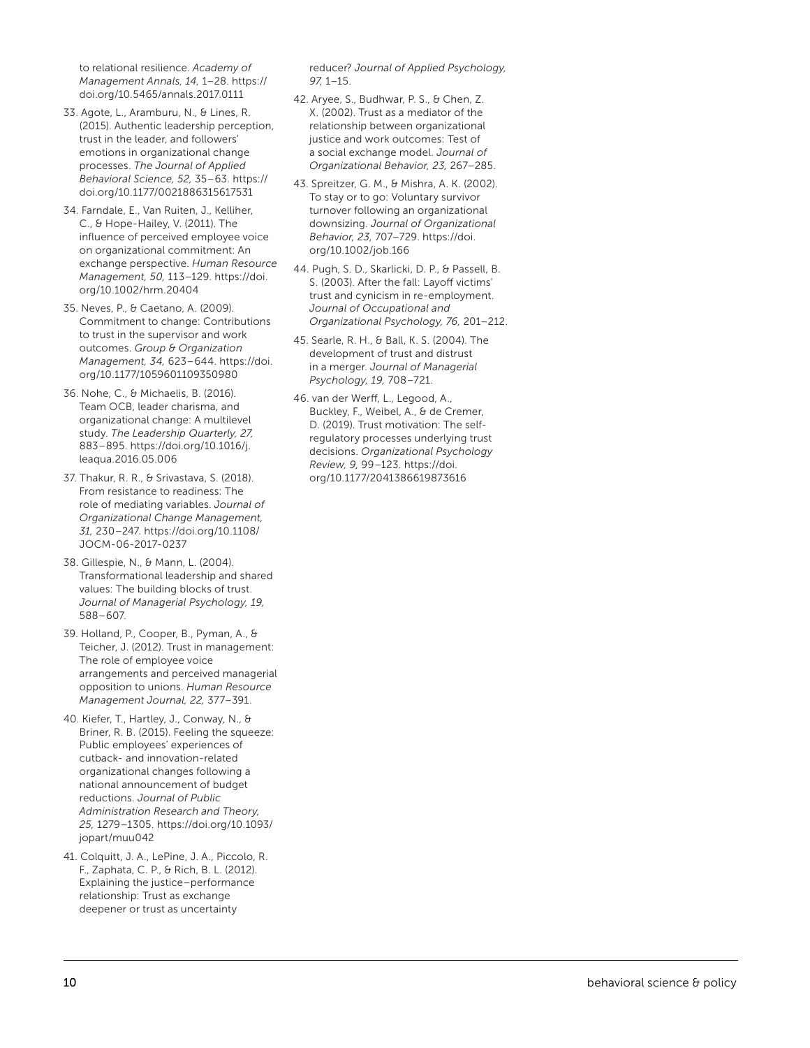to relational resilience. *Academy of Management Annals, 14,* 1–28. https://doi.org/10.5465/annals.2017.0111

33. Agote, L., Aramburu, N., & Lines, R. (2015). Authentic leadership perception, trust in the leader, and followers' emotions in organizational change processes. *The Journal of Applied Behavioral Science, 52,* 35–63. https://doi.org/10.1177/0021886315617531
34. Farndale, E., Van Ruiten, J., Kelliher, C., & Hope-Hailey, V. (2011). The influence of perceived employee voice on organizational commitment: An exchange perspective. *Human Resource Management, 50,* 113–129. https://doi.org/10.1002/hrm.20404
35. Neves, P., & Caetano, A. (2009). Commitment to change: Contributions to trust in the supervisor and work outcomes. *Group & Organization Management, 34,* 623–644. https://doi.org/10.1177/1059601109350980
36. Nohe, C., & Michaelis, B. (2016). Team OCB, leader charisma, and organizational change: A multilevel study. *The Leadership Quarterly, 27,* 883–895. https://doi.org/10.1016/j.leaqua.2016.05.006
37. Thakur, R. R., & Srivastava, S. (2018). From resistance to readiness: The role of mediating variables. *Journal of Organizational Change Management, 31,* 230–247. https://doi.org/10.1108/JOCM-06-2017-0237
38. Gillespie, N., & Mann, L. (2004). Transformational leadership and shared values: The building blocks of trust. *Journal of Managerial Psychology, 19,* 588–607.
39. Holland, P., Cooper, B., Pyman, A., & Teicher, J. (2012). Trust in management: The role of employee voice arrangements and perceived managerial opposition to unions. *Human Resource Management Journal, 22,* 377–391.
40. Kiefer, T., Hartley, J., Conway, N., & Briner, R. B. (2015). Feeling the squeeze: Public employees' experiences of cutback- and innovation-related organizational changes following a national announcement of budget reductions. *Journal of Public Administration Research and Theory, 25,* 1279–1305. https://doi.org/10.1093/jopart/muu042
41. Colquitt, J. A., LePine, J. A., Piccolo, R. F., Zaphata, C. P., & Rich, B. L. (2012). Explaining the justice–performance relationship: Trust as exchange deepener or trust as uncertainty reducer? *Journal of Applied Psychology, 97,* 1–15.
42. Aryee, S., Budhwar, P. S., & Chen, Z. X. (2002). Trust as a mediator of the relationship between organizational justice and work outcomes: Test of a social exchange model. *Journal of Organizational Behavior, 23,* 267–285.
43. Spreitzer, G. M., & Mishra, A. K. (2002). To stay or to go: Voluntary survivor turnover following an organizational downsizing. *Journal of Organizational Behavior, 23,* 707–729. https://doi.org/10.1002/job.166
44. Pugh, S. D., Skarlicki, D. P., & Passell, B. S. (2003). After the fall: Layoff victims' trust and cynicism in re-employment. *Journal of Occupational and Organizational Psychology, 76,* 201–212.
45. Searle, R. H., & Ball, K. S. (2004). The development of trust and distrust in a merger. *Journal of Managerial Psychology, 19,* 708–721.
46. van der Werff, L., Legood, A., Buckley, F., Weibel, A., & de Cremer, D. (2019). Trust motivation: The self-regulatory processes underlying trust decisions. *Organizational Psychology Review, 9,* 99–123. https://doi.org/10.1177/2041386619873616